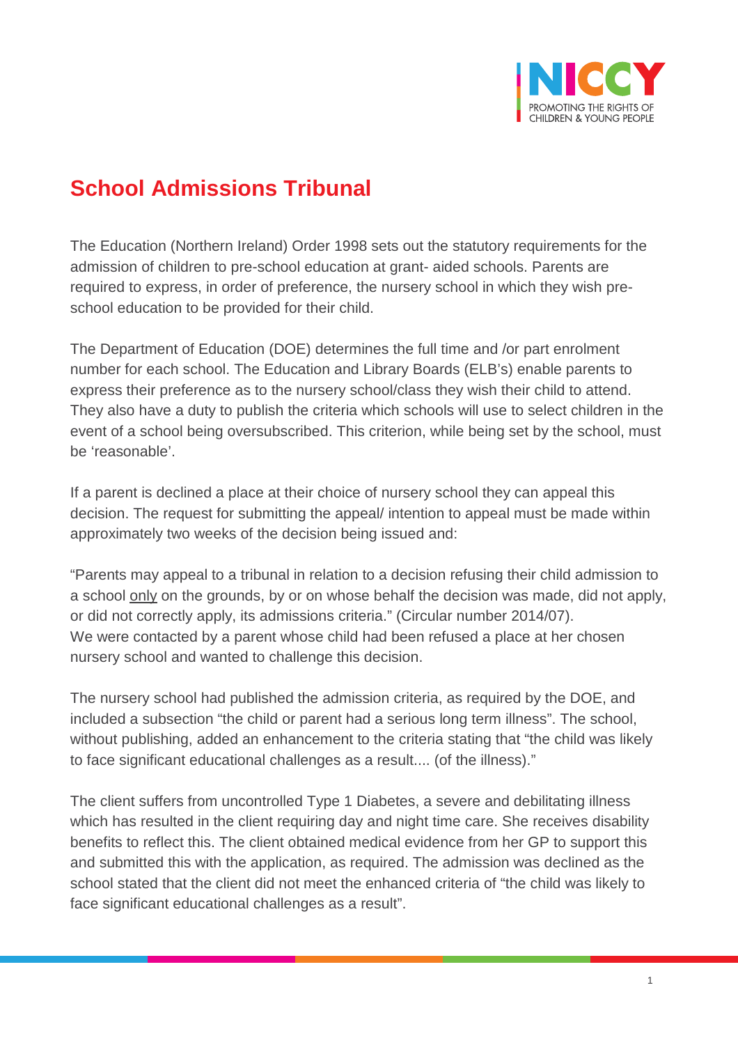# School Admissions Tribunal

The Education (Northern Ireland) Order 1998 sets out the statutory requirements for the admission of children to pre-school education at grant- aided schools. Parents are required to express, in order of preference, the nursery school in which they wish pre-school education to be provided for their child.

The Department of Education (DOE) determines the full time and /or part enrolment number for each school. The Education and Library Boards (ELB's) enable parents to express their preference as to the nursery school/class they wish their child to attend. They also have a duty to publish the criteria which schools will use to select children in the event of a school being oversubscribed. This criterion, while being set by the school, must be 'reasonable'.

If a parent is declined a place at their choice of nursery school they can appeal this decision. The request for submitting the appeal/ intention to appeal must be made within approximately two weeks of the decision being issued and:

"Parents may appeal to a tribunal in relation to a decision refusing their child admission to a school only on the grounds, by or on whose behalf the decision was made, did not apply, or did not correctly apply, its admissions criteria." (Circular number 2014/07).
We were contacted by a parent whose child had been refused a place at her chosen nursery school and wanted to challenge this decision.

The nursery school had published the admission criteria, as required by the DOE, and included a subsection "the child or parent had a serious long term illness". The school, without publishing, added an enhancement to the criteria stating that "the child was likely to face significant educational challenges as a result.... (of the illness)."

The client suffers from uncontrolled Type 1 Diabetes, a severe and debilitating illness which has resulted in the client requiring day and night time care. She receives disability benefits to reflect this. The client obtained medical evidence from her GP to support this and submitted this with the application, as required. The admission was declined as the school stated that the client did not meet the enhanced criteria of "the child was likely to face significant educational challenges as a result".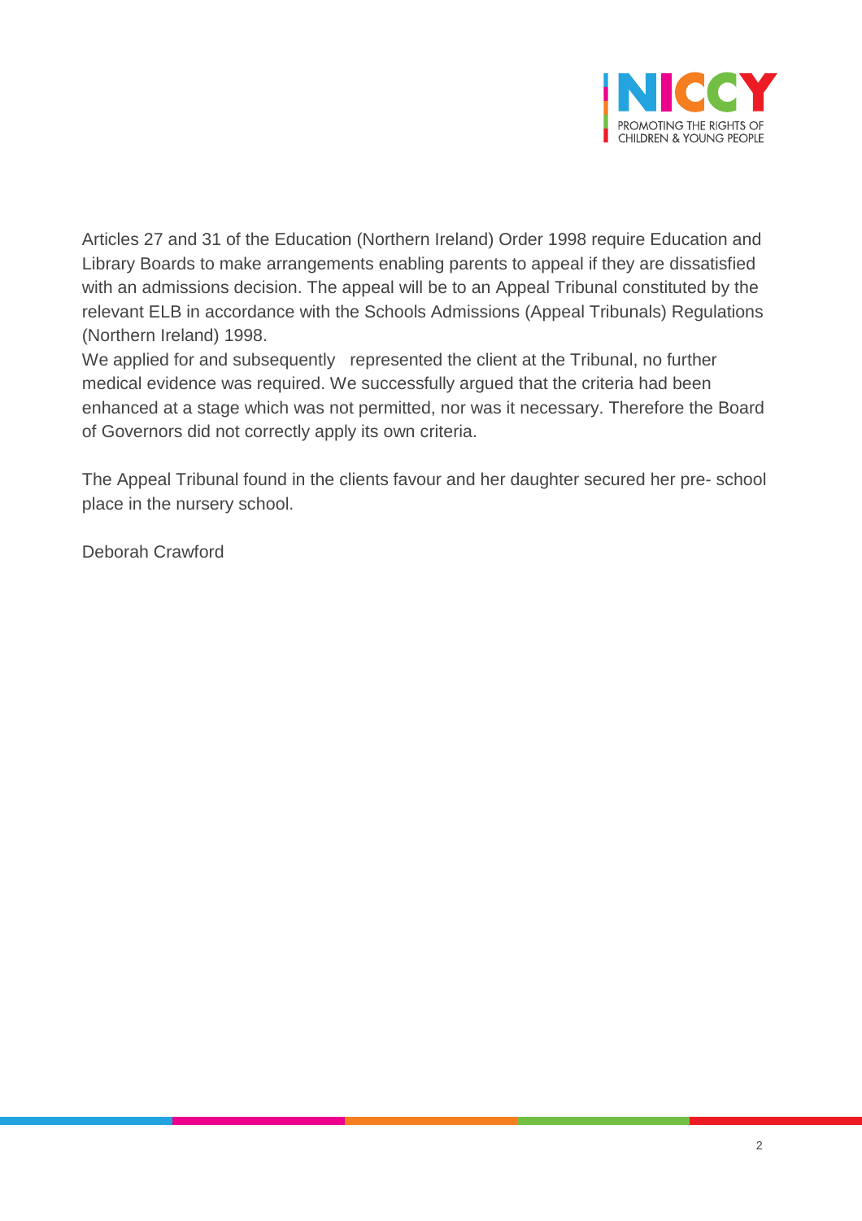Articles 27 and 31 of the Education (Northern Ireland) Order 1998 require Education and Library Boards to make arrangements enabling parents to appeal if they are dissatisfied with an admissions decision. The appeal will be to an Appeal Tribunal constituted by the relevant ELB in accordance with the Schools Admissions (Appeal Tribunals) Regulations (Northern Ireland) 1998.
We applied for and subsequently represented the client at the Tribunal, no further medical evidence was required. We successfully argued that the criteria had been enhanced at a stage which was not permitted, nor was it necessary. Therefore the Board of Governors did not correctly apply its own criteria.

The Appeal Tribunal found in the clients favour and her daughter secured her pre- school place in the nursery school.

Deborah Crawford